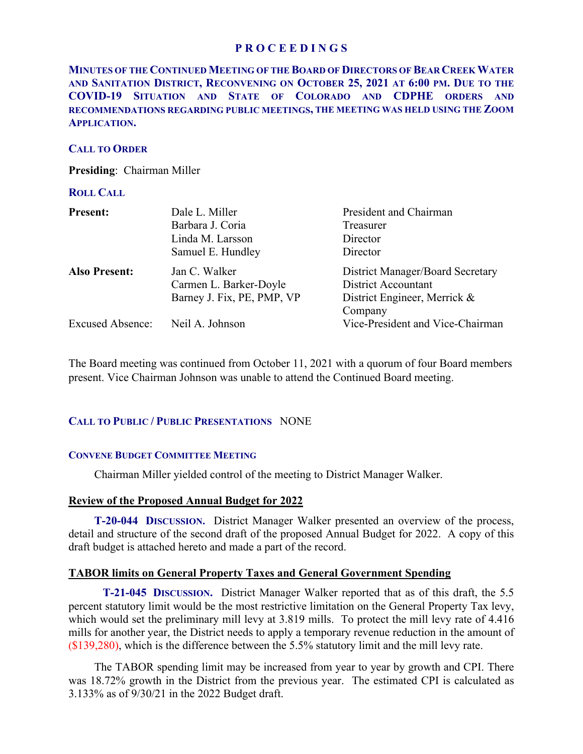# PROCEEDINGS

**MINUTES OF THE CONTINUED MEETING OF THE BOARD OF DIRECTORS OF BEAR CREEK WATER AND SANITATION DISTRICT, RECONVENING ON OCTOBER 25, 2021 AT 6:00 PM. DUE TO THE COVID-19 SITUATION AND STATE OF COLORADO AND CDPHE ORDERS AND RECOMMENDATIONS REGARDING PUBLIC MEETINGS, THE MEETING WAS HELD USING THE ZOOM APPLICATION.**

## CALL TO ORDER

**Presiding**: Chairman Miller

## ROLL CALL

| | | |
|---|---|---|
| **Present:** | Dale L. Miller | President and Chairman |
| | Barbara J. Coria | Treasurer |
| | Linda M. Larsson | Director |
| | Samuel E. Hundley | Director |
| **Also Present:** | Jan C. Walker | District Manager/Board Secretary |
| | Carmen L. Barker-Doyle | District Accountant |
| | Barney J. Fix, PE, PMP, VP | District Engineer, Merrick & Company |
| Excused Absence: | Neil A. Johnson | Vice-President and Vice-Chairman |

The Board meeting was continued from October 11, 2021 with a quorum of four Board members present. Vice Chairman Johnson was unable to attend the Continued Board meeting.

## CALL TO PUBLIC / PUBLIC PRESENTATIONS NONE

## CONVENE BUDGET COMMITTEE MEETING

Chairman Miller yielded control of the meeting to District Manager Walker.

### Review of the Proposed Annual Budget for 2022

**T-20-044 DISCUSSION.** District Manager Walker presented an overview of the process, detail and structure of the second draft of the proposed Annual Budget for 2022. A copy of this draft budget is attached hereto and made a part of the record.

### TABOR limits on General Property Taxes and General Government Spending

**T-21-045 DISCUSSION.** District Manager Walker reported that as of this draft, the 5.5 percent statutory limit would be the most restrictive limitation on the General Property Tax levy, which would set the preliminary mill levy at 3.819 mills. To protect the mill levy rate of 4.416 mills for another year, the District needs to apply a temporary revenue reduction in the amount of ($139,280), which is the difference between the 5.5% statutory limit and the mill levy rate.

The TABOR spending limit may be increased from year to year by growth and CPI. There was 18.72% growth in the District from the previous year. The estimated CPI is calculated as 3.133% as of 9/30/21 in the 2022 Budget draft.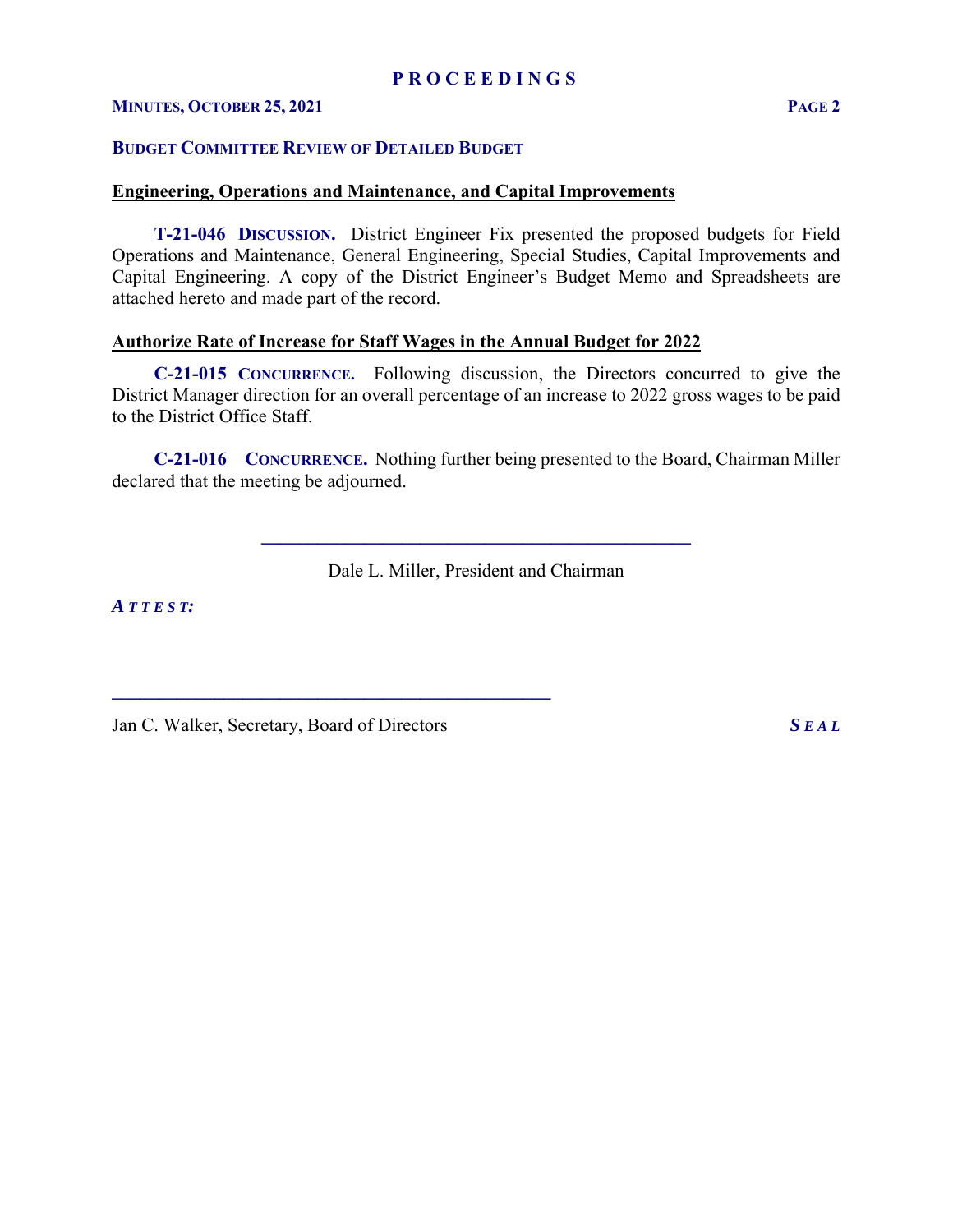**BUDGET COMMITTEE REVIEW OF DETAILED BUDGET**

## Engineering, Operations and Maintenance, and Capital Improvements

**T-21-046 DISCUSSION.** District Engineer Fix presented the proposed budgets for Field Operations and Maintenance, General Engineering, Special Studies, Capital Improvements and Capital Engineering. A copy of the District Engineer's Budget Memo and Spreadsheets are attached hereto and made part of the record.

## Authorize Rate of Increase for Staff Wages in the Annual Budget for 2022

**C-21-015 CONCURRENCE.** Following discussion, the Directors concurred to give the District Manager direction for an overall percentage of an increase to 2022 gross wages to be paid to the District Office Staff.

**C-21-016 CONCURRENCE.** Nothing further being presented to the Board, Chairman Miller declared that the meeting be adjourned.

\_\_\_\_\_\_\_\_\_\_\_\_\_\_\_\_\_\_\_\_\_\_\_\_\_\_\_\_\_\_\_\_\_\_\_\_\_\_\_\_\_\_\_\_

Dale L. Miller, President and Chairman

***ATTEST:***

\_\_\_\_\_\_\_\_\_\_\_\_\_\_\_\_\_\_\_\_\_\_\_\_\_\_\_\_\_\_\_\_\_\_\_\_\_\_\_\_\_\_\_\_

Jan C. Walker, Secretary, Board of Directors

***SEAL***